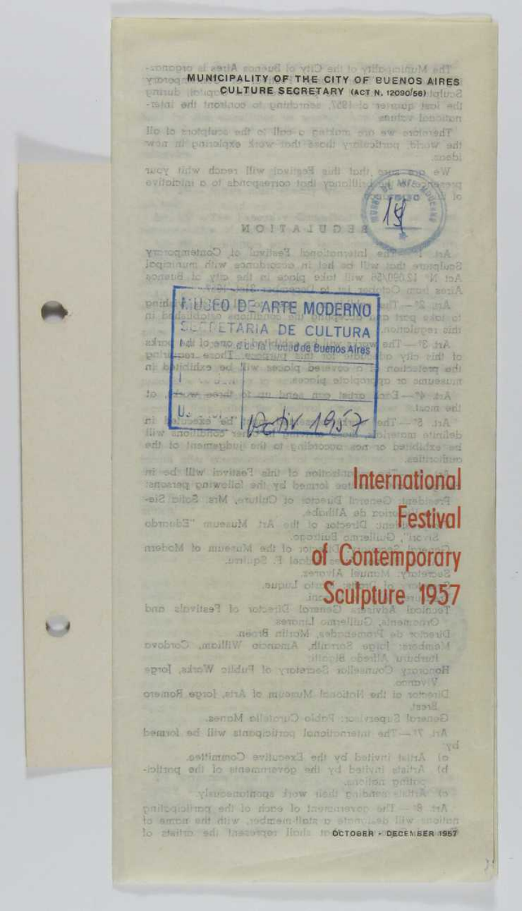**MUNICIPALITY OF THE CITY OF BUENOS AIRES**
**CULTURE SECRETARY (ACT N. 12090/56)**

MUSEO DE ARTE MODERNO
SECRETARIA DE CULTURA
Municipalidad de Buenos Aires

14

Octubre 1957

# International Festival of Contemporary Sculpture 1957

OCTOBER - DECEMBER 1957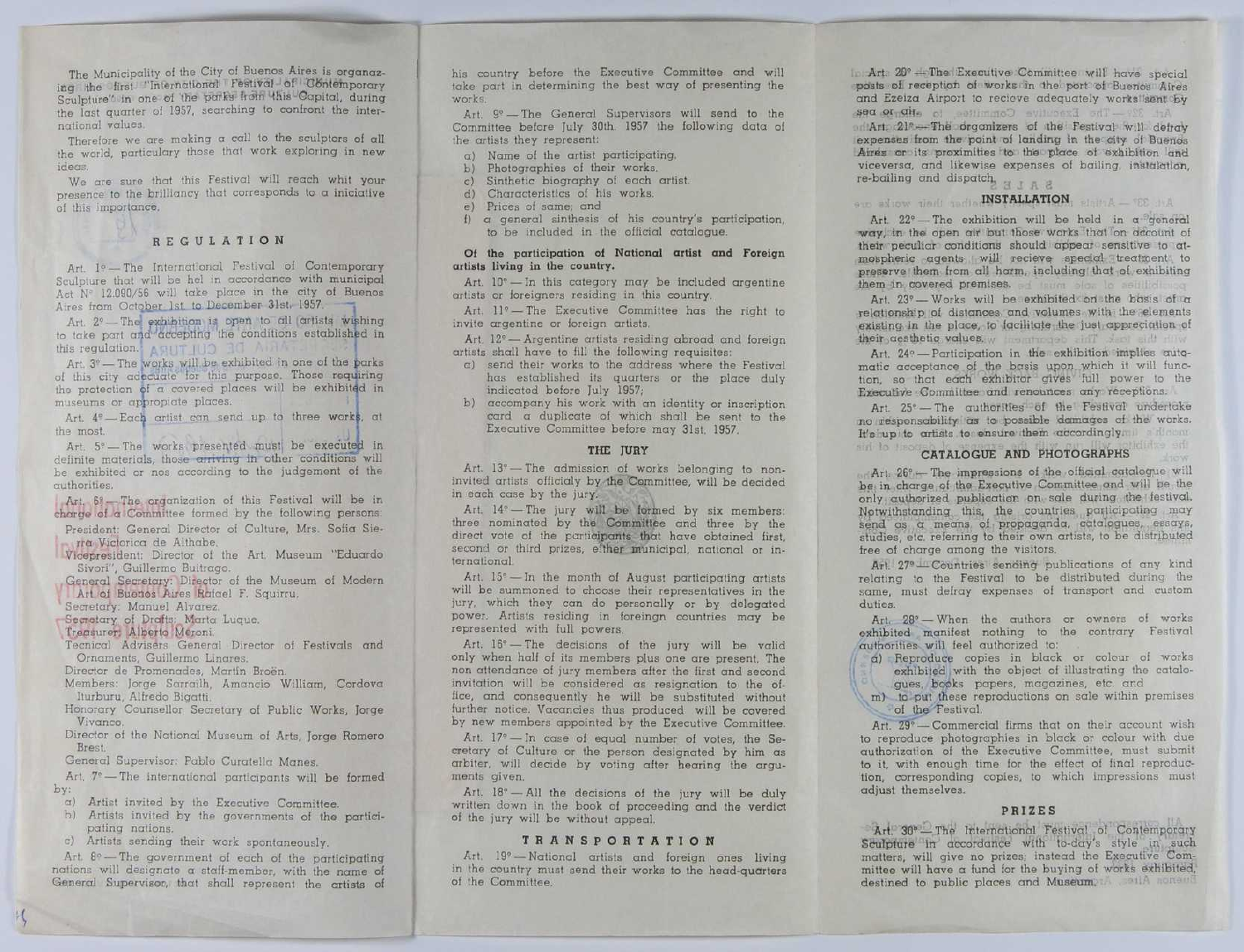The Municipality of the City of Buenos Aires is organazing the first "International Festival of Contemporary Sculpture" in one of the parks from this Capital, during the last quarter of 1957, searching to confront the international values.

Therefore we are making a call to the sculptors of all the world, particulary those that work exploring in new ideas.

We are sure that this Festival will reach whit your presence to the brilliancy that corresponds to a iniciative of this importance.

## REGULATION

Art. 1° — The International Festival of Contemporary Sculpture that will be hel in accordance with municipal Act N° 12.090/56 will take place in the city of Buenos Aires from October 1st. to December 31st, 1957.

Art. 2° — The exhibition is open to all artists wishing to take part and accepting the conditions established in this regulation.

Art. 3° — The works will be exhibited in one of the parks of this city adecuate for this purpose. Those requiring the protection of a covered places will be exhibited in museums or appropiate places.

Art. 4° — Each artist can send up to three works, at the most.

Art. 5° — The works presented must be executed in definite materials, those arriving in other conditions will be exhibited or nos according to the judgement of the authorities.

Art. 6° — The organization of this Festival will be in charge of a Committee formed by the following persons:

President: General Director of Culture, Mrs. Sofia Sierra Victorica de Althabe.

Vicepresident: Director of the Art. Museum "Eduardo Sivori", Guillermo Buitrago.

General Secretary: Director of the Museum of Modern Art of Buenos Aires Rafael F. Squirru.

Secretary: Manuel Alvarez.

Secretary of Drafts: Marta Luque.

Treasurer: Alberto Meroni.

Tecnical Advisers General Director of Festivals and Ornaments, Guillermo Linares.

Director de Promenades, Martín Broën.

Members: Jorge Sarrailh, Amancio William, Cordova Iturburu, Alfredo Bigatti.

Honorary Counsellor Secretary of Public Works, Jorge Vivanco.

Director of the National Museum of Arts, Jorge Romero Brest.

General Supervisor: Pablo Curatella Manes.

Art. 7° — The international participants will be formed by:

a) Artist invited by the Executive Committee.
b) Artists invited by the governments of the participating nations.
c) Artists sending their work spontaneously.

Art. 8° — The government of each of the participating nations will designate a staff-member, with the name of General Supervisor, that shall represent the artists of his country before the Executive Committee and will take part in determining the best way of presenting the works.

Art. 9° — The General Supervisors will send to the Committee before July 30th. 1957 the following data of the artists they represent:

a) Name of the artist participating.
b) Photographies of their works.
c) Sinthetic biography of each artist.
d) Characteristics of his works.
e) Prices of same; and
f) a general sinthesis of his country's participation, to be included in the official catalogue.

**Of the participation of National artist and Foreign artists living in the country.**

Art. 10° — In this category may be included argentine artists or foreigners residing in this country.

Art. 11° — The Executive Committee has the right to invite argentine or foreign artists.

Art. 12° — Argentine artists residing abroad and foreign artists shall have to fill the following requisites:

a) send their works to the address where the Festival has established its quarters or the place duly indicated before July 1957;
b) accompany his work with an identity or inscription card a duplicate of which shall be sent to the Executive Committee before may 31st. 1957.

## THE JURY

Art. 13° — The admission of works belonging to non-invited artists officialy by the Committee, will be decided in each case by the jury.

Art. 14° — The jury will be formed by six members: three nominated by the Committee and three by the direct vote of the participants that have obtained first, second or third prizes, either municipal, national or international.

Art. 15° — In the month of August participating artists will be summoned to choose their representatives in the jury, which they can do personally or by delegated power. Artists residing in foreingn countries may be represented with full powers.

Art. 16° — The decisions of the jury will be valid only when half of its members plus one are present. The non attendance of jury members after the first and second invitation will be considered as resignation to the office, and consequently he will be substituted without further notice. Vacancies thus produced will be covered by new members appointed by the Executive Committee.

Art. 17° — In case of equal number of votes, the Secretary of Culture or the person designated by him as arbiter, will decide by voting after hearing the arguments given.

Art. 18° — All the decisions of the jury will be duly written down in the book of proceeding and the verdict of the jury will be without appeal.

## TRANSPORTATION

Art. 19° — National artists and foreign ones living in the country must send their works to the head-quarters of the Committee.

Art. 20° — The Executive Committee will have special posts of reception of works in the port of Buenos Aires and Ezeiza Airport to recieve adequately works sent by sea or air.

Art. 21° — The organizers of the Festival will defray expenses from the point of landing in the city of Buenos Aires or its proximities to the place of exhibition and viceversa, and likewise expenses of bailing, installation, re-bailing and dispatch.

## INSTALLATION

Art. 22° — The exhibition will be held in a general way, in the open air but those works that on account of their peculiar conditions should appear sensitive to atmospheric agents will recieve special treatment to preserve them from all harm, including that of exhibiting them in covered premises.

Art. 23° — Works will be exhibited on the basis of a relationship of distances and volumes with the elements existing in the place, to facilitate the just appreciation of their aesthetic values.

Art. 24° — Participation in the exhibition implies automatic acceptance of the basis upon which it will function, so that each exhibitor gives full power to the Executive Committee and renounces any receptions.

Art. 25° — The authorities of the Festival undertake no responsability as to possible damages of the works. It's up to artists to ensure them accordingly.

## CATALOGUE AND PHOTOGRAPHS

Art. 26° — The impressions of the official catalogue will be in charge of the Executive Committee and will be the only authorized publication on sale during the festival. Notwithstanding this, the countries participating may send as a means of propaganda, catalogues, essays, studies, etc. referring to their own artists, to be distributed free of charge among the visitors.

Art. 27° — Countries sending publications of any kind relating to the Festival to be distributed during the same, must defray expenses of transport and custom duties.

Art. 28° — When the authors or owners of works exhibited manifest nothing to the contrary Festival authorities will feel authorized to:

a) Reproduce copies in black or colour of works exhibited with the object of illustrating the catalogues, books papers, magazines, etc. and
m) to put these reproductions on sale within premises of the Festival.

Art. 29° — Commercial firms that on their account wish to reproduce photographies in black or colour with due authorization of the Executive Committee, must submit to it, with enough time for the effect of final reproduction, corresponding copies, to which impressions must adjust themselves.

## PRIZES

Art. 30° — The International Festival of Contemporary Sculpture in accordance with to-day's style in such matters, will give no prizes; instead the Executive Committee will have a fund for the buying of works exhibited, destined to public places and Museum.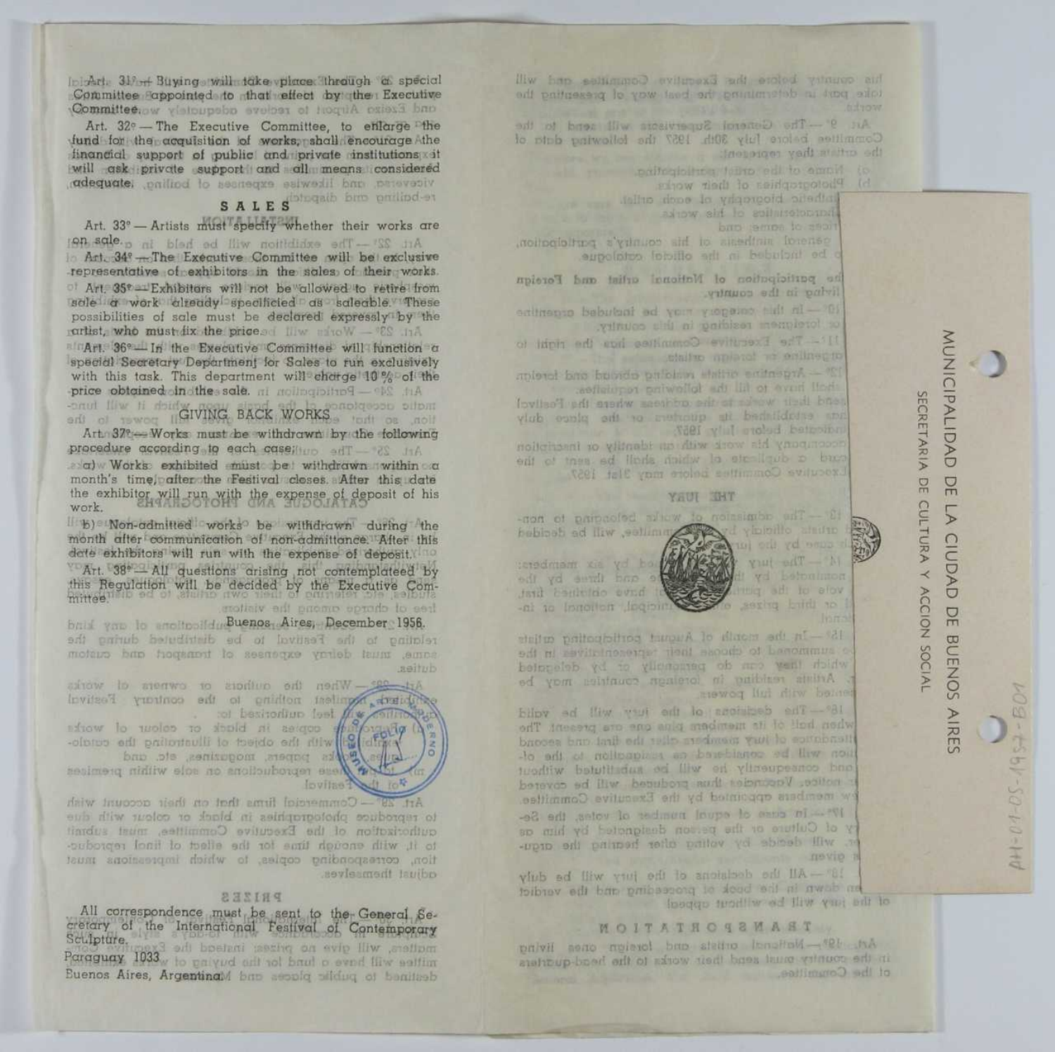Art. 31° — Buying will take place through a special Committee appointed to that effect by the Executive Committee.

Art. 32° — The Executive Committee, to enlarge the fund for the acquisition of works, shall encourage the financial support of public and private institutions; it will ask private support and all means considered adequate.

## SALES

Art. 33° — Artists must specify whether their works are on sale.

Art. 34° — The Executive Committee will be exclusive representative of exhibitors in the sales of their works.

Art. 35° — Exhibitors will not be allowed to retire from sale a work already specificied as saleable. These possibilities of sale must be declared expressly by the artist, who must fix the price.

Art. 36° — In the Executive Committee will function a special Secretary Department for Sales to run exclusively with this task. This department will charge 10 % of the price obtained in the sale.

## GIVING BACK WORKS

Art. 37° — Works must be withdrawn by the following procedure according to each case:

a) Works exhibited must be withdrawn within a month's time, after the Festival closes. After this date the exhibitor will run with the expense of deposit of his work.

b) Non-admitted works be withdrawn during the month after communication of non-admittance. After this date exhibitors will run with the expense of deposit.

Art. 38° — All questions arising not contemplated by this Regulation will be decided by the Executive Committee.

Buenos Aires, December 1956.

All correspondence must be sent to the General Secretary of the International Festival of Contemporary Sculpture.

Paraguay 1033

Buenos Aires, Argentina.

MUNICIPALIDAD DE LA CIUDAD DE BUENOS AIRES

SECRETARIA DE CULTURA Y ACCION SOCIAL